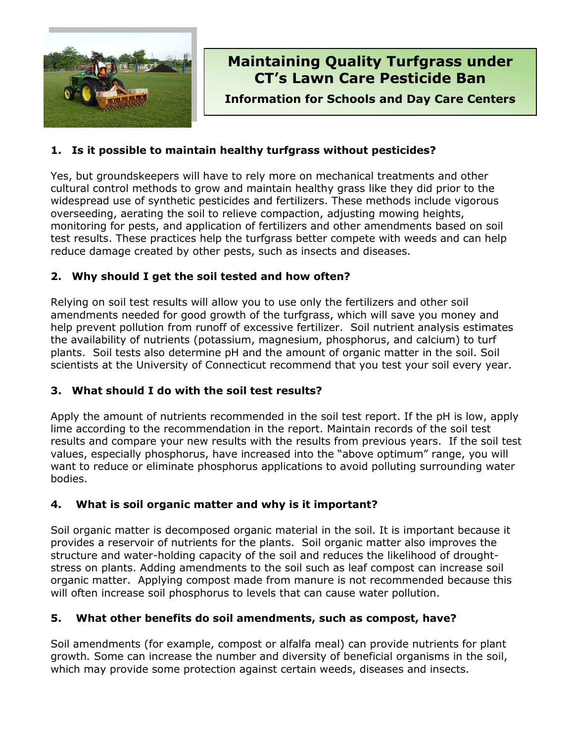# Maintaining Quality Turfgrass under CT's Lawn Care Pesticide Ban

## Information for Schools and Day Care Centers

### 1. Is it possible to maintain healthy turfgrass without pesticides?

Yes, but groundskeepers will have to rely more on mechanical treatments and other cultural control methods to grow and maintain healthy grass like they did prior to the widespread use of synthetic pesticides and fertilizers. These methods include vigorous overseeding, aerating the soil to relieve compaction, adjusting mowing heights, monitoring for pests, and application of fertilizers and other amendments based on soil test results. These practices help the turfgrass better compete with weeds and can help reduce damage created by other pests, such as insects and diseases.

### 2. Why should I get the soil tested and how often?

Relying on soil test results will allow you to use only the fertilizers and other soil amendments needed for good growth of the turfgrass, which will save you money and help prevent pollution from runoff of excessive fertilizer. Soil nutrient analysis estimates the availability of nutrients (potassium, magnesium, phosphorus, and calcium) to turf plants. Soil tests also determine pH and the amount of organic matter in the soil. Soil scientists at the University of Connecticut recommend that you test your soil every year.

### 3. What should I do with the soil test results?

Apply the amount of nutrients recommended in the soil test report. If the pH is low, apply lime according to the recommendation in the report. Maintain records of the soil test results and compare your new results with the results from previous years. If the soil test values, especially phosphorus, have increased into the "above optimum" range, you will want to reduce or eliminate phosphorus applications to avoid polluting surrounding water bodies.

### 4. What is soil organic matter and why is it important?

Soil organic matter is decomposed organic material in the soil. It is important because it provides a reservoir of nutrients for the plants. Soil organic matter also improves the structure and water-holding capacity of the soil and reduces the likelihood of drought-stress on plants. Adding amendments to the soil such as leaf compost can increase soil organic matter. Applying compost made from manure is not recommended because this will often increase soil phosphorus to levels that can cause water pollution.

### 5. What other benefits do soil amendments, such as compost, have?

Soil amendments (for example, compost or alfalfa meal) can provide nutrients for plant growth. Some can increase the number and diversity of beneficial organisms in the soil, which may provide some protection against certain weeds, diseases and insects.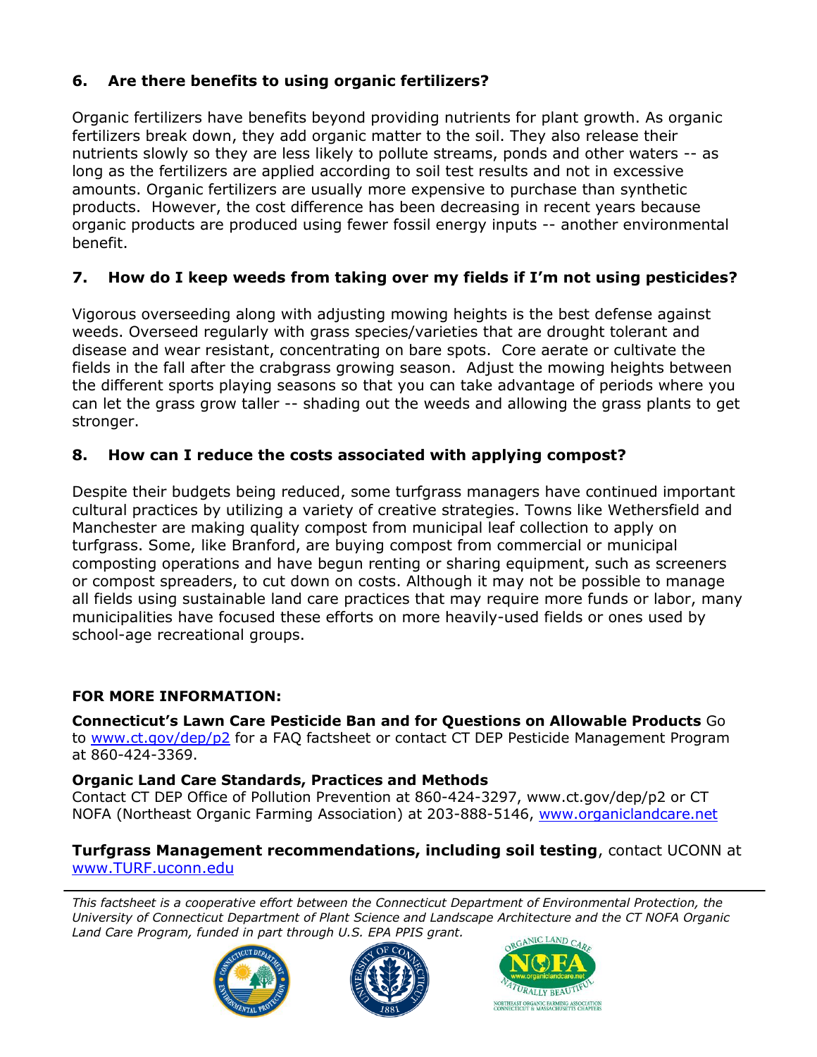## 6. Are there benefits to using organic fertilizers?

Organic fertilizers have benefits beyond providing nutrients for plant growth. As organic fertilizers break down, they add organic matter to the soil. They also release their nutrients slowly so they are less likely to pollute streams, ponds and other waters -- as long as the fertilizers are applied according to soil test results and not in excessive amounts. Organic fertilizers are usually more expensive to purchase than synthetic products. However, the cost difference has been decreasing in recent years because organic products are produced using fewer fossil energy inputs -- another environmental benefit.

## 7. How do I keep weeds from taking over my fields if I'm not using pesticides?

Vigorous overseeding along with adjusting mowing heights is the best defense against weeds. Overseed regularly with grass species/varieties that are drought tolerant and disease and wear resistant, concentrating on bare spots. Core aerate or cultivate the fields in the fall after the crabgrass growing season. Adjust the mowing heights between the different sports playing seasons so that you can take advantage of periods where you can let the grass grow taller -- shading out the weeds and allowing the grass plants to get stronger.

## 8. How can I reduce the costs associated with applying compost?

Despite their budgets being reduced, some turfgrass managers have continued important cultural practices by utilizing a variety of creative strategies. Towns like Wethersfield and Manchester are making quality compost from municipal leaf collection to apply on turfgrass. Some, like Branford, are buying compost from commercial or municipal composting operations and have begun renting or sharing equipment, such as screeners or compost spreaders, to cut down on costs. Although it may not be possible to manage all fields using sustainable land care practices that may require more funds or labor, many municipalities have focused these efforts on more heavily-used fields or ones used by school-age recreational groups.

**FOR MORE INFORMATION:**

**Connecticut's Lawn Care Pesticide Ban and for Questions on Allowable Products** Go to www.ct.gov/dep/p2 for a FAQ factsheet or contact CT DEP Pesticide Management Program at 860-424-3369.

**Organic Land Care Standards, Practices and Methods**
Contact CT DEP Office of Pollution Prevention at 860-424-3297, www.ct.gov/dep/p2 or CT NOFA (Northeast Organic Farming Association) at 203-888-5146, www.organiclandcare.net

**Turfgrass Management recommendations, including soil testing**, contact UCONN at www.TURF.uconn.edu

---

*This factsheet is a cooperative effort between the Connecticut Department of Environmental Protection, the University of Connecticut Department of Plant Science and Landscape Architecture and the CT NOFA Organic Land Care Program, funded in part through U.S. EPA PPIS grant.*